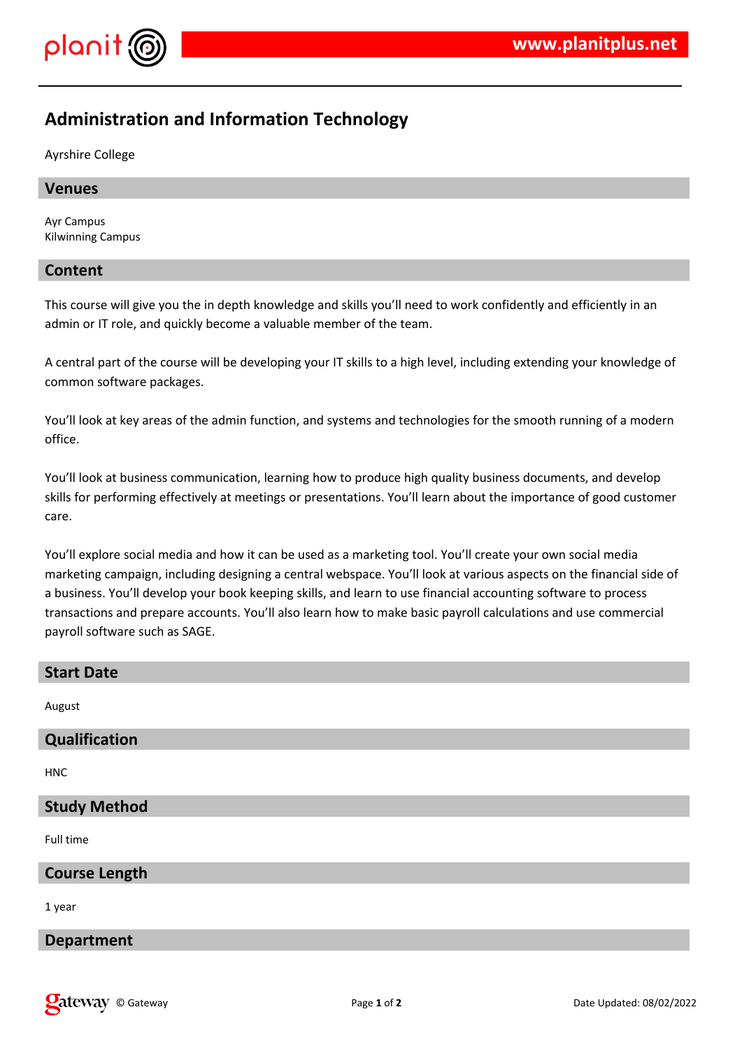# Administration and Information Technology

Ayrshire College

## Venues

Ayr Campus
Kilwinning Campus

## Content

This course will give you the in depth knowledge and skills you'll need to work confidently and efficiently in an admin or IT role, and quickly become a valuable member of the team.

A central part of the course will be developing your IT skills to a high level, including extending your knowledge of common software packages.

You'll look at key areas of the admin function, and systems and technologies for the smooth running of a modern office.

You'll look at business communication, learning how to produce high quality business documents, and develop skills for performing effectively at meetings or presentations. You'll learn about the importance of good customer care.

You'll explore social media and how it can be used as a marketing tool. You'll create your own social media marketing campaign, including designing a central webspace. You'll look at various aspects on the financial side of a business. You'll develop your book keeping skills, and learn to use financial accounting software to process transactions and prepare accounts. You'll also learn how to make basic payroll calculations and use commercial payroll software such as SAGE.

## Start Date

August

## Qualification

HNC

## Study Method

Full time

## Course Length

1 year

## Department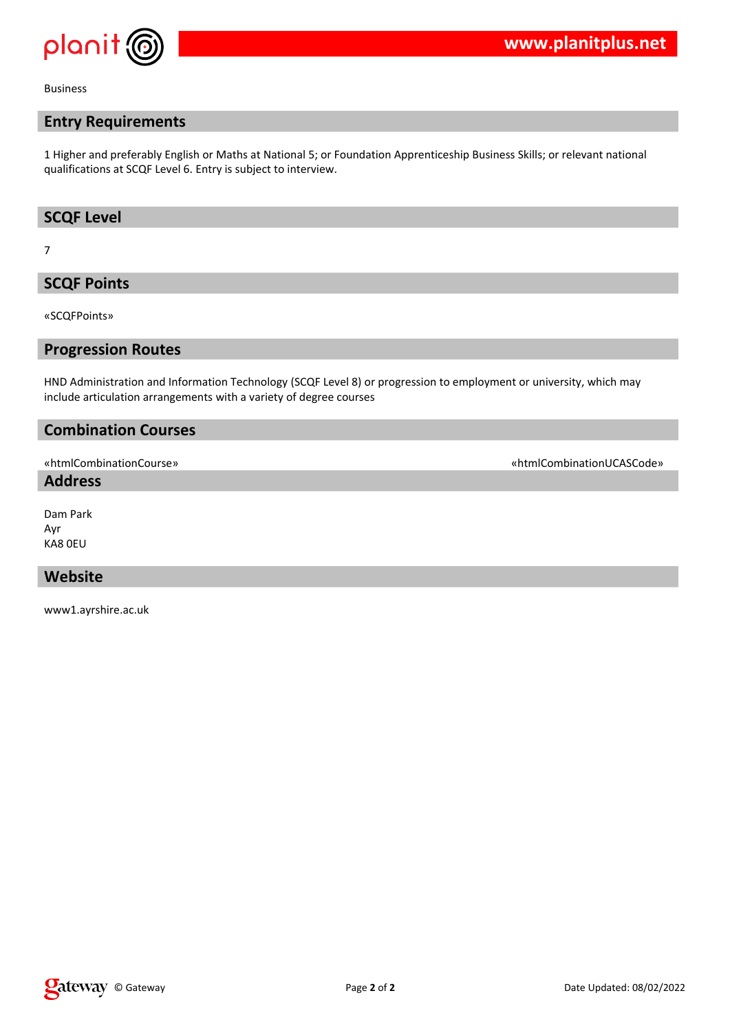Business

## Entry Requirements

1 Higher and preferably English or Maths at National 5; or Foundation Apprenticeship Business Skills; or relevant national qualifications at SCQF Level 6. Entry is subject to interview.

## SCQF Level

7

## SCQF Points

«SCQFPoints»

## Progression Routes

HND Administration and Information Technology (SCQF Level 8) or progression to employment or university, which may include articulation arrangements with a variety of degree courses

## Combination Courses

«htmlCombinationCourse» «htmlCombinationUCASCode»

## Address

Dam Park
Ayr
KA8 0EU

## Website

www1.ayrshire.ac.uk